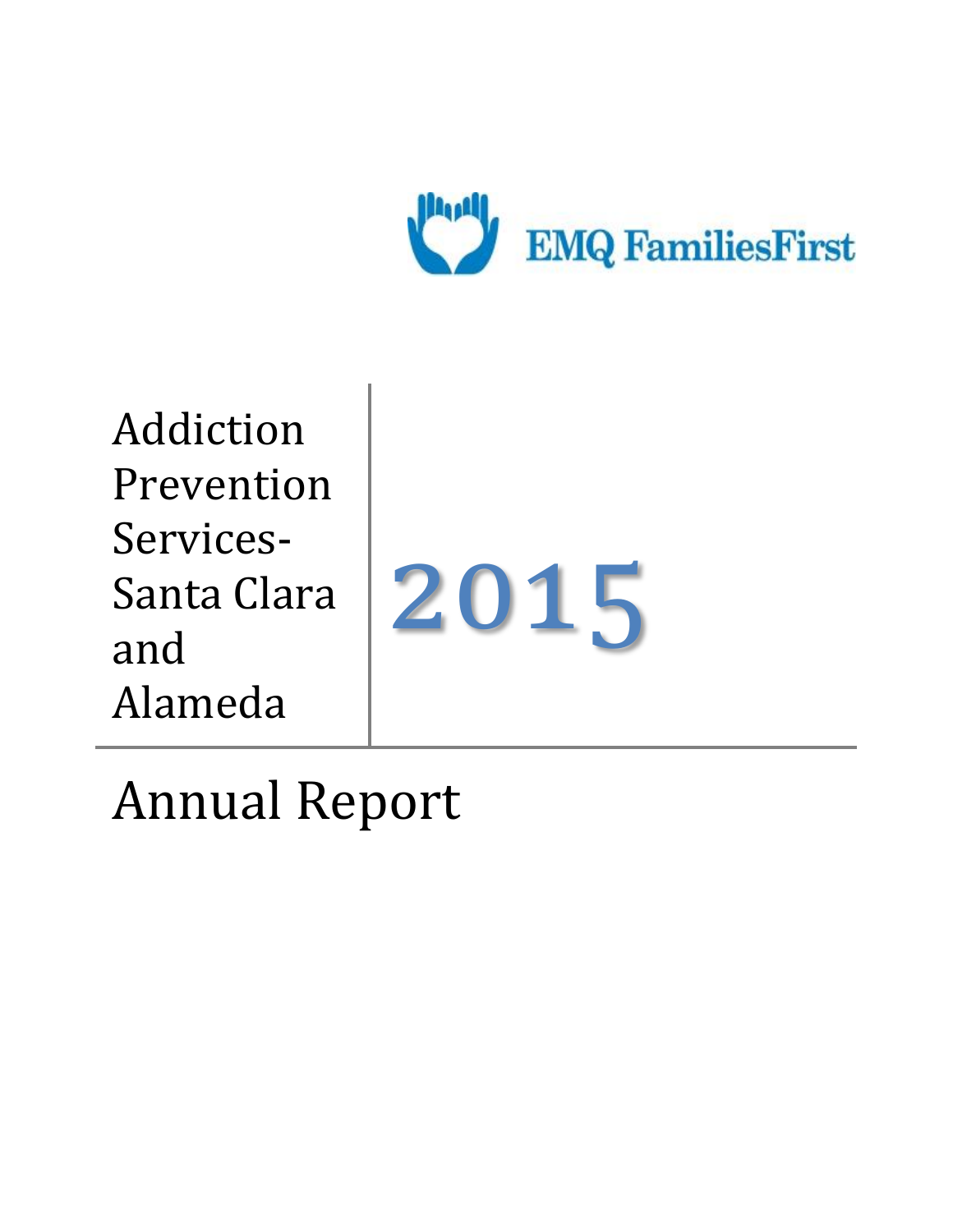EMQ FamiliesFirst

# Addiction Prevention Services- Santa Clara and Alameda

# 2015

# Annual Report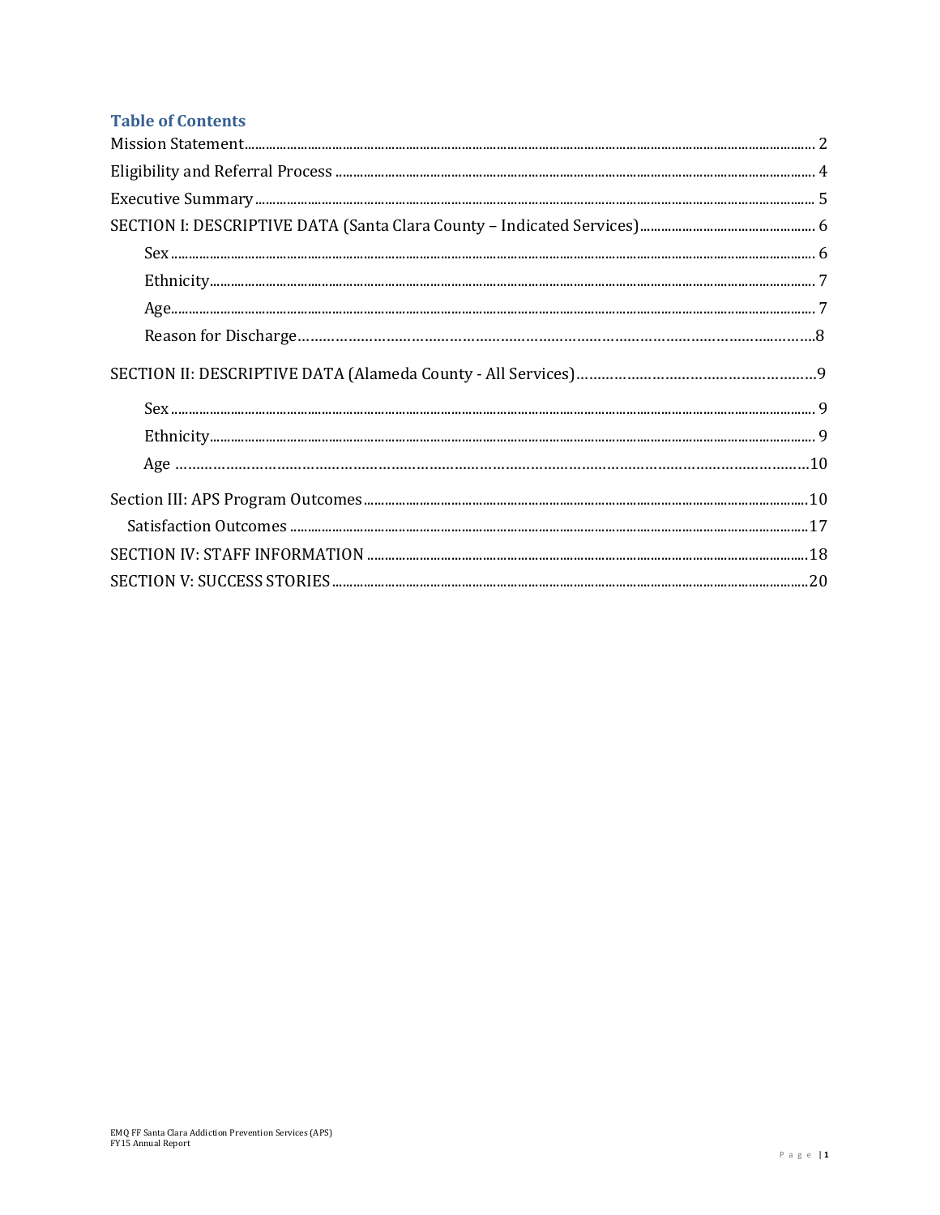## Table of Contents

Mission Statement ..... 2

Eligibility and Referral Process ..... 4

Executive Summary ..... 5

SECTION I: DESCRIPTIVE DATA (Santa Clara County – Indicated Services) ..... 6

- Sex ..... 6
- Ethnicity ..... 7
- Age ..... 7
- Reason for Discharge ..... 8

SECTION II: DESCRIPTIVE DATA (Alameda County - All Services) ..... 9

- Sex ..... 9
- Ethnicity ..... 9
- Age ..... 10

Section III: APS Program Outcomes ..... 10

- Satisfaction Outcomes ..... 17

SECTION IV: STAFF INFORMATION ..... 18

SECTION V: SUCCESS STORIES ..... 20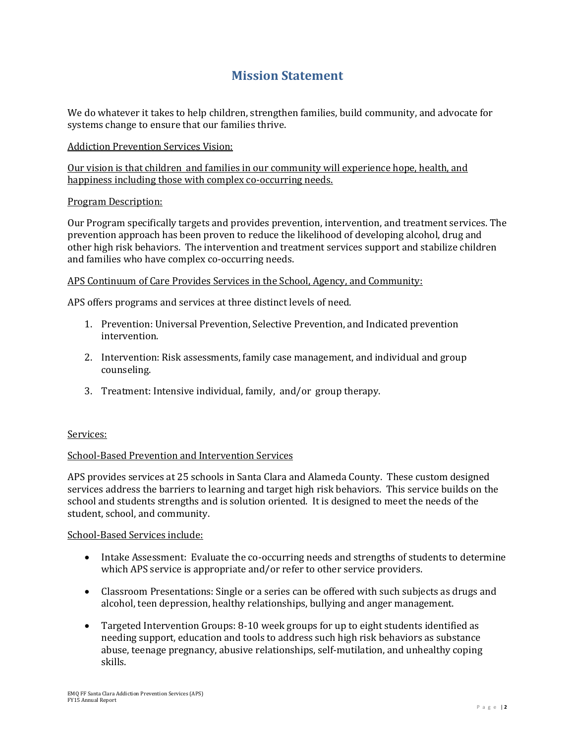# Mission Statement

We do whatever it takes to help children, strengthen families, build community, and advocate for systems change to ensure that our families thrive.

<u>Addiction Prevention Services Vision:</u>

<u>Our vision is that children and families in our community will experience hope, health, and happiness including those with complex co-occurring needs.</u>

<u>Program Description:</u>

Our Program specifically targets and provides prevention, intervention, and treatment services. The prevention approach has been proven to reduce the likelihood of developing alcohol, drug and other high risk behaviors. The intervention and treatment services support and stabilize children and families who have complex co-occurring needs.

<u>APS Continuum of Care Provides Services in the School, Agency, and Community:</u>

APS offers programs and services at three distinct levels of need.

1. Prevention: Universal Prevention, Selective Prevention, and Indicated prevention intervention.
2. Intervention: Risk assessments, family case management, and individual and group counseling.
3. Treatment: Intensive individual, family, and/or group therapy.

<u>Services:</u>

<u>School-Based Prevention and Intervention Services</u>

APS provides services at 25 schools in Santa Clara and Alameda County. These custom designed services address the barriers to learning and target high risk behaviors. This service builds on the school and students strengths and is solution oriented. It is designed to meet the needs of the student, school, and community.

<u>School-Based Services include:</u>

- Intake Assessment: Evaluate the co-occurring needs and strengths of students to determine which APS service is appropriate and/or refer to other service providers.
- Classroom Presentations: Single or a series can be offered with such subjects as drugs and alcohol, teen depression, healthy relationships, bullying and anger management.
- Targeted Intervention Groups: 8-10 week groups for up to eight students identified as needing support, education and tools to address such high risk behaviors as substance abuse, teenage pregnancy, abusive relationships, self-mutilation, and unhealthy coping skills.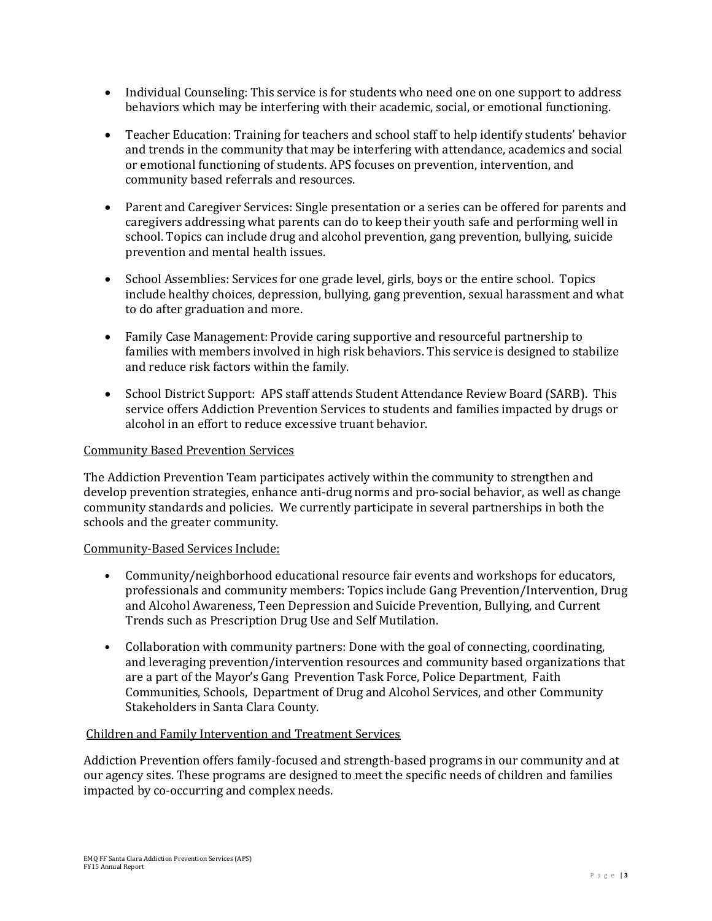- Individual Counseling: This service is for students who need one on one support to address behaviors which may be interfering with their academic, social, or emotional functioning.

- Teacher Education: Training for teachers and school staff to help identify students' behavior and trends in the community that may be interfering with attendance, academics and social or emotional functioning of students. APS focuses on prevention, intervention, and community based referrals and resources.

- Parent and Caregiver Services: Single presentation or a series can be offered for parents and caregivers addressing what parents can do to keep their youth safe and performing well in school. Topics can include drug and alcohol prevention, gang prevention, bullying, suicide prevention and mental health issues.

- School Assemblies: Services for one grade level, girls, boys or the entire school. Topics include healthy choices, depression, bullying, gang prevention, sexual harassment and what to do after graduation and more.

- Family Case Management: Provide caring supportive and resourceful partnership to families with members involved in high risk behaviors. This service is designed to stabilize and reduce risk factors within the family.

- School District Support: APS staff attends Student Attendance Review Board (SARB). This service offers Addiction Prevention Services to students and families impacted by drugs or alcohol in an effort to reduce excessive truant behavior.

<u>Community Based Prevention Services</u>

The Addiction Prevention Team participates actively within the community to strengthen and develop prevention strategies, enhance anti-drug norms and pro-social behavior, as well as change community standards and policies. We currently participate in several partnerships in both the schools and the greater community.

<u>Community-Based Services Include:</u>

- Community/neighborhood educational resource fair events and workshops for educators, professionals and community members: Topics include Gang Prevention/Intervention, Drug and Alcohol Awareness, Teen Depression and Suicide Prevention, Bullying, and Current Trends such as Prescription Drug Use and Self Mutilation.

- Collaboration with community partners: Done with the goal of connecting, coordinating, and leveraging prevention/intervention resources and community based organizations that are a part of the Mayor's Gang Prevention Task Force, Police Department, Faith Communities, Schools, Department of Drug and Alcohol Services, and other Community Stakeholders in Santa Clara County.

<u>Children and Family Intervention and Treatment Services</u>

Addiction Prevention offers family-focused and strength-based programs in our community and at our agency sites. These programs are designed to meet the specific needs of children and families impacted by co-occurring and complex needs.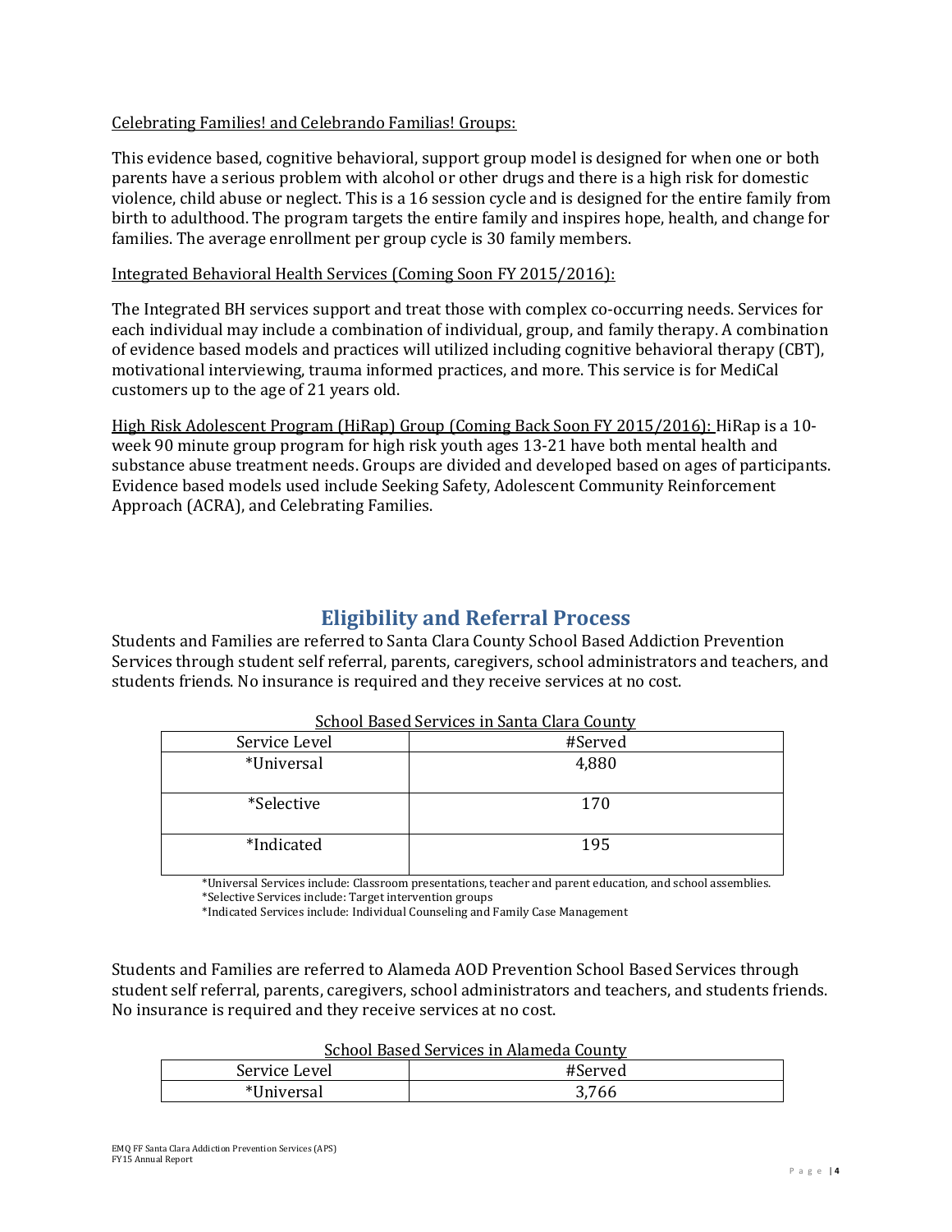Celebrating Families! and Celebrando Familias! Groups:

This evidence based, cognitive behavioral, support group model is designed for when one or both parents have a serious problem with alcohol or other drugs and there is a high risk for domestic violence, child abuse or neglect. This is a 16 session cycle and is designed for the entire family from birth to adulthood. The program targets the entire family and inspires hope, health, and change for families. The average enrollment per group cycle is 30 family members.

Integrated Behavioral Health Services (Coming Soon FY 2015/2016):

The Integrated BH services support and treat those with complex co-occurring needs. Services for each individual may include a combination of individual, group, and family therapy. A combination of evidence based models and practices will utilized including cognitive behavioral therapy (CBT), motivational interviewing, trauma informed practices, and more. This service is for MediCal customers up to the age of 21 years old.

High Risk Adolescent Program (HiRap) Group (Coming Back Soon FY 2015/2016): HiRap is a 10-week 90 minute group program for high risk youth ages 13-21 have both mental health and substance abuse treatment needs. Groups are divided and developed based on ages of participants. Evidence based models used include Seeking Safety, Adolescent Community Reinforcement Approach (ACRA), and Celebrating Families.

## Eligibility and Referral Process

Students and Families are referred to Santa Clara County School Based Addiction Prevention Services through student self referral, parents, caregivers, school administrators and teachers, and students friends. No insurance is required and they receive services at no cost.

School Based Services in Santa Clara County

| Service Level | #Served |
|---|---|
| *Universal | 4,880 |
| *Selective | 170 |
| *Indicated | 195 |

*Universal Services include: Classroom presentations, teacher and parent education, and school assemblies.
*Selective Services include: Target intervention groups
*Indicated Services include: Individual Counseling and Family Case Management

Students and Families are referred to Alameda AOD Prevention School Based Services through student self referral, parents, caregivers, school administrators and teachers, and students friends. No insurance is required and they receive services at no cost.

School Based Services in Alameda County

| Service Level | #Served |
|---|---|
| *Universal | 3,766 |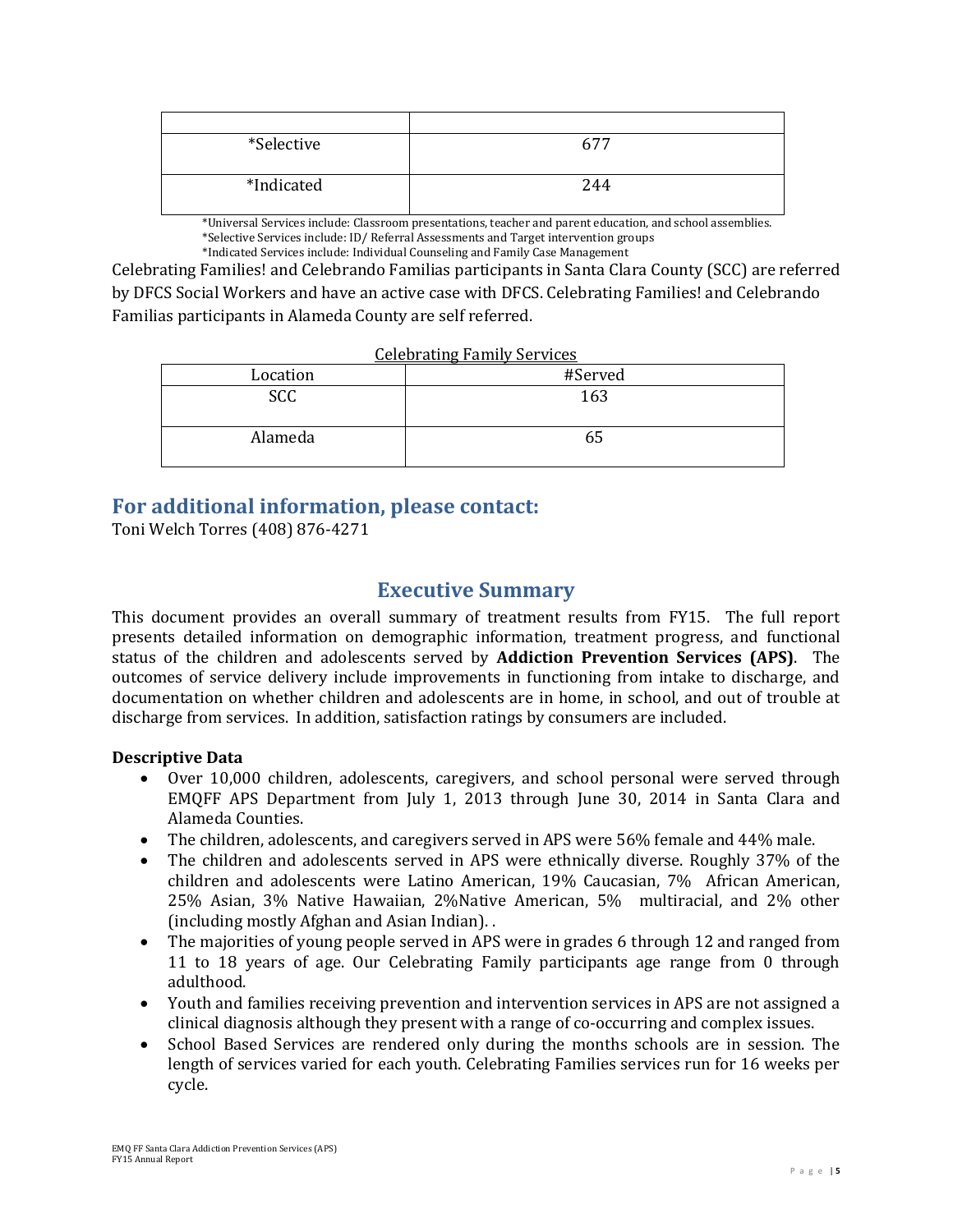| | |
|---|---|
| *Selective | 677 |
| *Indicated | 244 |

*Universal Services include: Classroom presentations, teacher and parent education, and school assemblies.
*Selective Services include: ID/ Referral Assessments and Target intervention groups
*Indicated Services include: Individual Counseling and Family Case Management

Celebrating Families! and Celebrando Familias participants in Santa Clara County (SCC) are referred by DFCS Social Workers and have an active case with DFCS. Celebrating Families! and Celebrando Familias participants in Alameda County are self referred.

Celebrating Family Services

| Location | #Served |
|---|---|
| SCC | 163 |
| Alameda | 65 |

## For additional information, please contact:

Toni Welch Torres (408) 876-4271

## Executive Summary

This document provides an overall summary of treatment results from FY15. The full report presents detailed information on demographic information, treatment progress, and functional status of the children and adolescents served by **Addiction Prevention Services (APS)**. The outcomes of service delivery include improvements in functioning from intake to discharge, and documentation on whether children and adolescents are in home, in school, and out of trouble at discharge from services. In addition, satisfaction ratings by consumers are included.

**Descriptive Data**

- Over 10,000 children, adolescents, caregivers, and school personal were served through EMQFF APS Department from July 1, 2013 through June 30, 2014 in Santa Clara and Alameda Counties.
- The children, adolescents, and caregivers served in APS were 56% female and 44% male.
- The children and adolescents served in APS were ethnically diverse. Roughly 37% of the children and adolescents were Latino American, 19% Caucasian, 7% African American, 25% Asian, 3% Native Hawaiian, 2%Native American, 5% multiracial, and 2% other (including mostly Afghan and Asian Indian). .
- The majorities of young people served in APS were in grades 6 through 12 and ranged from 11 to 18 years of age. Our Celebrating Family participants age range from 0 through adulthood.
- Youth and families receiving prevention and intervention services in APS are not assigned a clinical diagnosis although they present with a range of co-occurring and complex issues.
- School Based Services are rendered only during the months schools are in session. The length of services varied for each youth. Celebrating Families services run for 16 weeks per cycle.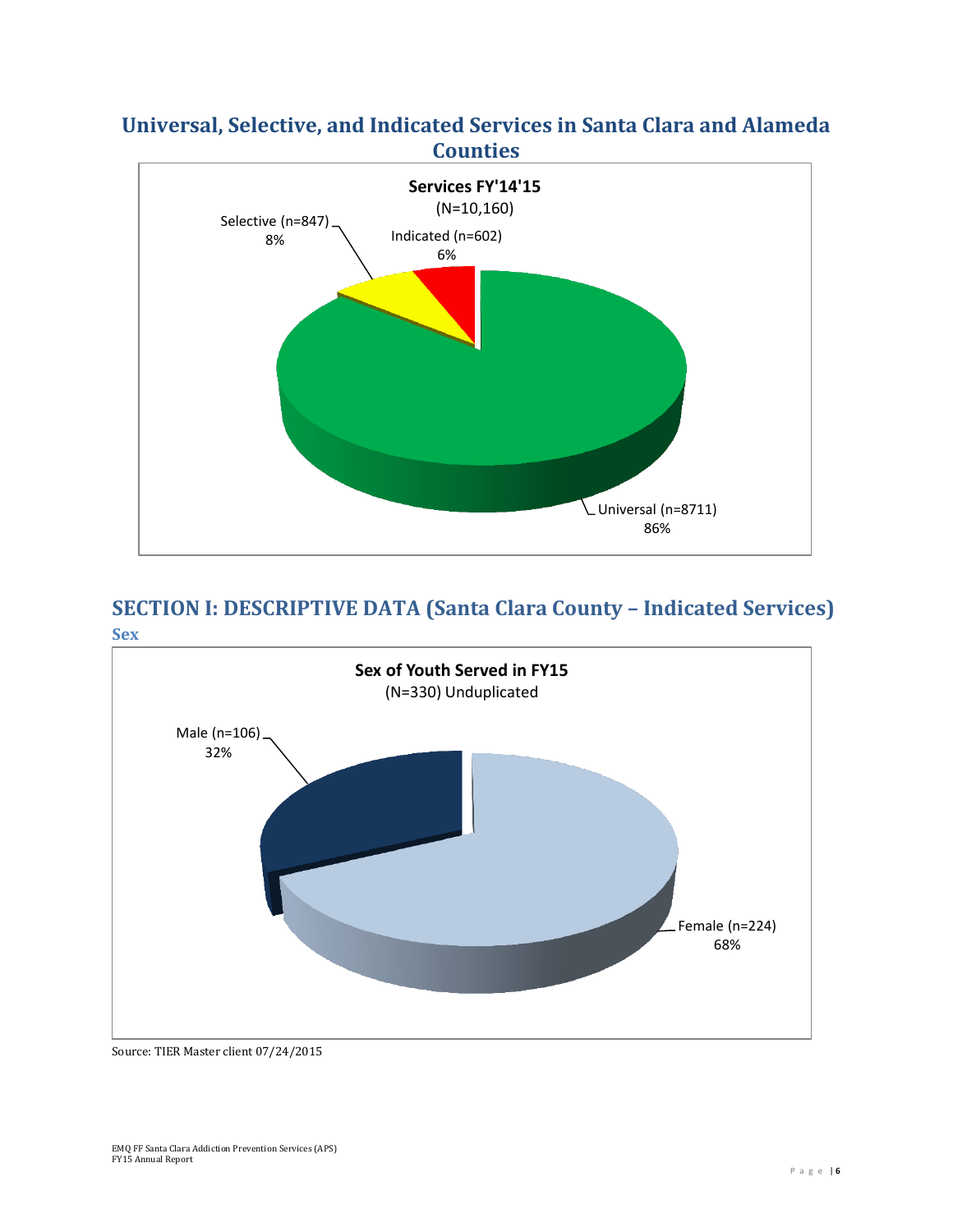## Universal, Selective, and Indicated Services in Santa Clara and Alameda Counties

**Services FY'14'15**
(N=10,160)

Selective (n=847)
8%

Indicated (n=602)
6%

Universal (n=8711)
86%

## SECTION I: DESCRIPTIVE DATA (Santa Clara County – Indicated Services)

### Sex

**Sex of Youth Served in FY15**
(N=330) Unduplicated

Male (n=106)
32%

Female (n=224)
68%

Source: TIER Master client 07/24/2015

EMQ FF Santa Clara Addiction Prevention Services (APS)
FY15 Annual Report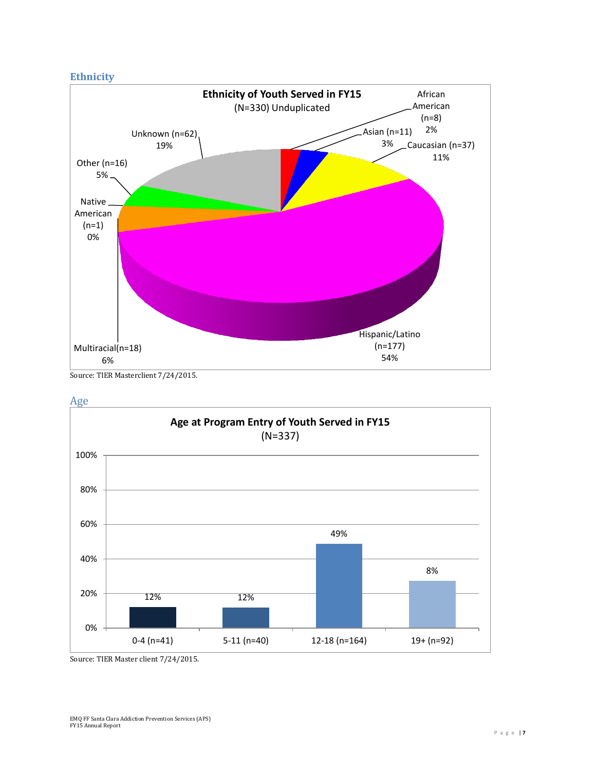## Ethnicity

**Ethnicity of Youth Served in FY15**
(N=330) Unduplicated

| Ethnicity | n | % |
|---|---|---|
| African American | 8 | 2% |
| Asian | 11 | 3% |
| Caucasian | 37 | 11% |
| Hispanic/Latino | 177 | 54% |
| Multiracial | 18 | 6% |
| Native American | 1 | 0% |
| Other | 16 | 5% |
| Unknown | 62 | 19% |

Source: TIER Masterclient 7/24/2015.

## Age

**Age at Program Entry of Youth Served in FY15**
(N=337)

| Age | % |
|---|---|
| 0-4 (n=41) | 12% |
| 5-11 (n=40) | 12% |
| 12-18 (n=164) | 49% |
| 19+ (n=92) | 8% |

Source: TIER Master client 7/24/2015.

EMQ FF Santa Clara Addiction Prevention Services (APS)
FY15 Annual Report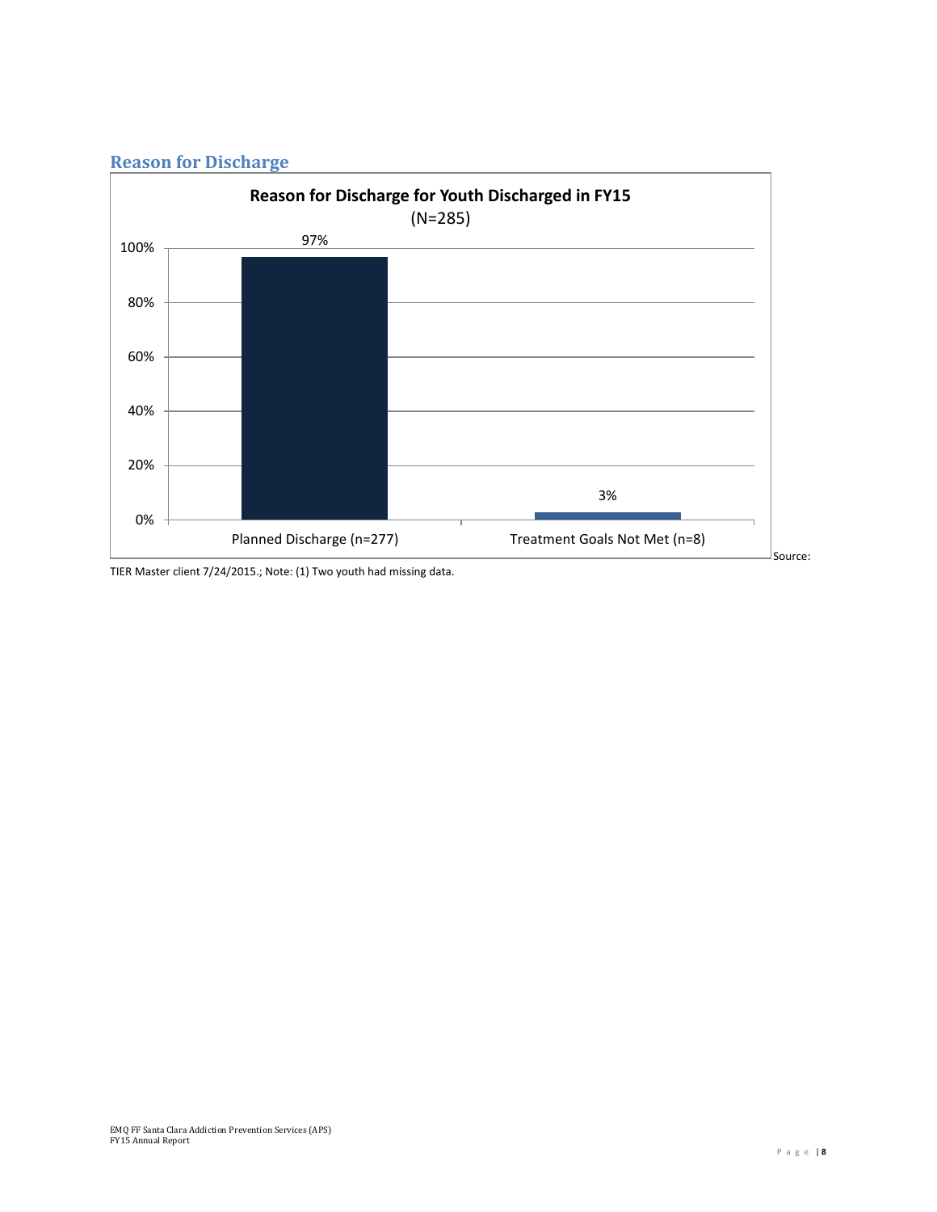## Reason for Discharge

**Reason for Discharge for Youth Discharged in FY15**
(N=285)

| Reason | Percent |
| --- | --- |
| Planned Discharge (n=277) | 97% |
| Treatment Goals Not Met (n=8) | 3% |

Source: TIER Master client 7/24/2015.; Note: (1) Two youth had missing data.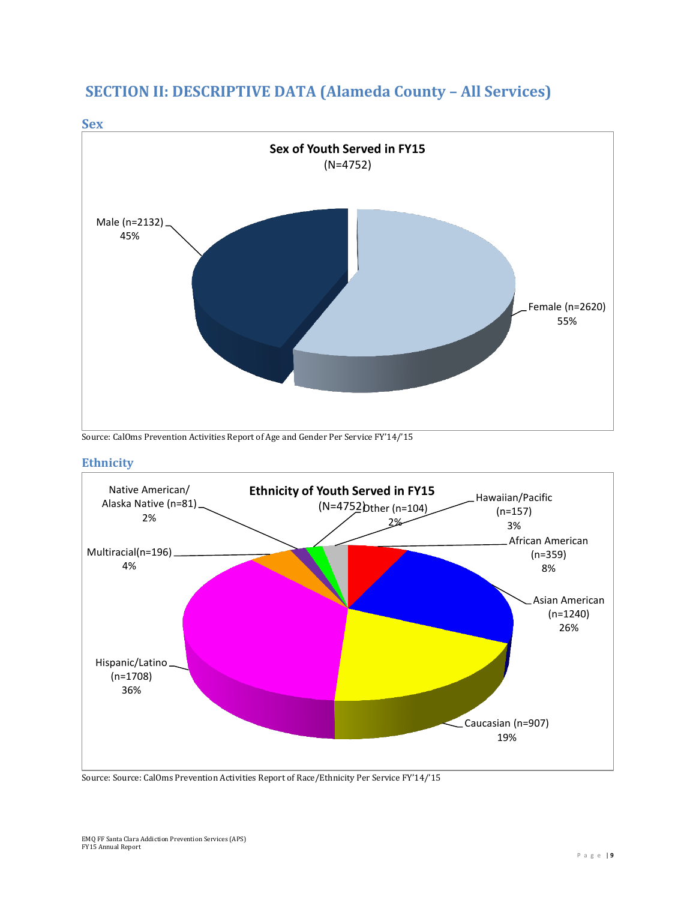## SECTION II: DESCRIPTIVE DATA (Alameda County – All Services)

### Sex

**Sex of Youth Served in FY15**
(N=4752)

Male (n=2132)
45%

Female (n=2620)
55%

Source: CalOms Prevention Activities Report of Age and Gender Per Service FY'14/'15

### Ethnicity

**Ethnicity of Youth Served in FY15**
(N=4752)

Native American/ Alaska Native (n=81)
2%

Other (n=104)
2%

Hawaiian/Pacific (n=157)
3%

African American (n=359)
8%

Asian American (n=1240)
26%

Caucasian (n=907)
19%

Hispanic/Latino (n=1708)
36%

Multiracial(n=196)
4%

Source: Source: CalOms Prevention Activities Report of Race/Ethnicity Per Service FY'14/'15

EMQ FF Santa Clara Addiction Prevention Services (APS)
FY15 Annual Report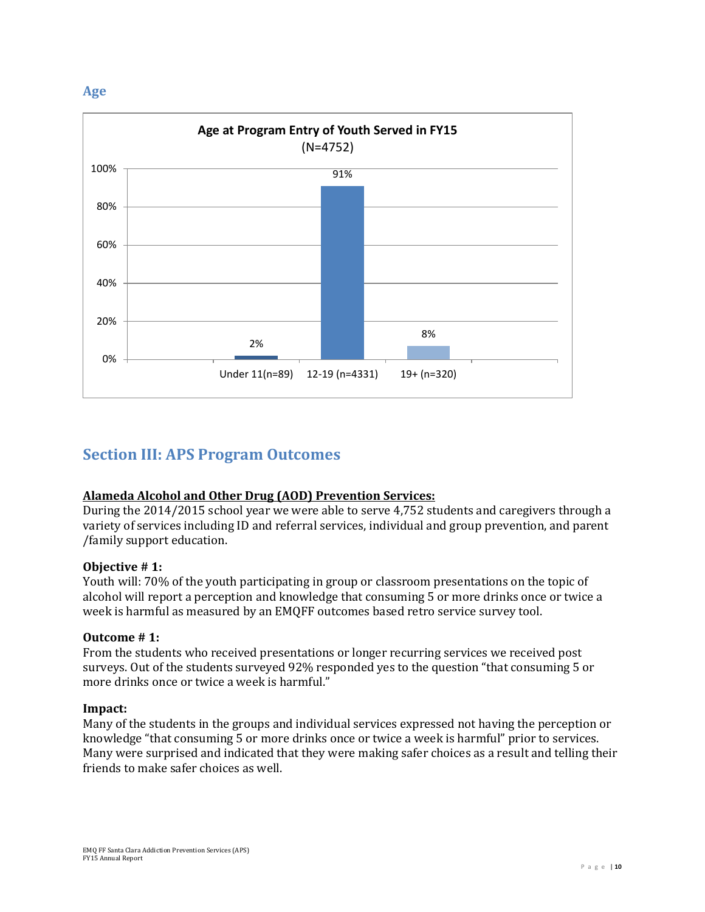## Age

**Age at Program Entry of Youth Served in FY15**
(N=4752)

| Age | Percent |
|---|---|
| Under 11(n=89) | 2% |
| 12-19 (n=4331) | 91% |
| 19+ (n=320) | 8% |

# Section III: APS Program Outcomes

**Alameda Alcohol and Other Drug (AOD) Prevention Services:**
During the 2014/2015 school year we were able to serve 4,752 students and caregivers through a variety of services including ID and referral services, individual and group prevention, and parent /family support education.

**Objective # 1:**
Youth will: 70% of the youth participating in group or classroom presentations on the topic of alcohol will report a perception and knowledge that consuming 5 or more drinks once or twice a week is harmful as measured by an EMQFF outcomes based retro service survey tool.

**Outcome # 1:**
From the students who received presentations or longer recurring services we received post surveys. Out of the students surveyed 92% responded yes to the question "that consuming 5 or more drinks once or twice a week is harmful."

**Impact:**
Many of the students in the groups and individual services expressed not having the perception or knowledge "that consuming 5 or more drinks once or twice a week is harmful" prior to services. Many were surprised and indicated that they were making safer choices as a result and telling their friends to make safer choices as well.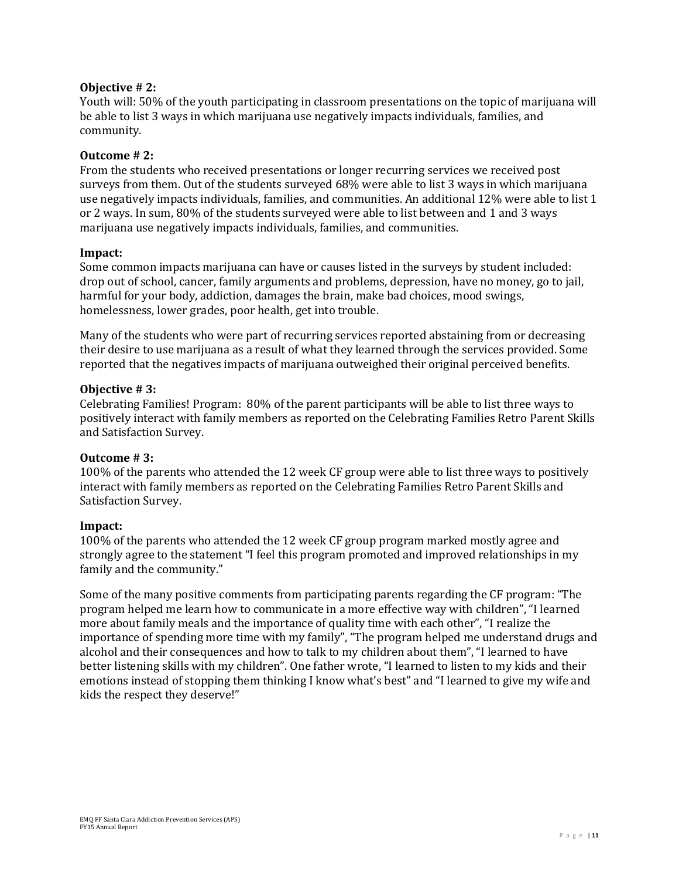**Objective # 2:**
Youth will: 50% of the youth participating in classroom presentations on the topic of marijuana will be able to list 3 ways in which marijuana use negatively impacts individuals, families, and community.

**Outcome # 2:**
From the students who received presentations or longer recurring services we received post surveys from them. Out of the students surveyed 68% were able to list 3 ways in which marijuana use negatively impacts individuals, families, and communities. An additional 12% were able to list 1 or 2 ways. In sum, 80% of the students surveyed were able to list between and 1 and 3 ways marijuana use negatively impacts individuals, families, and communities.

**Impact:**
Some common impacts marijuana can have or causes listed in the surveys by student included: drop out of school, cancer, family arguments and problems, depression, have no money, go to jail, harmful for your body, addiction, damages the brain, make bad choices, mood swings, homelessness, lower grades, poor health, get into trouble.

Many of the students who were part of recurring services reported abstaining from or decreasing their desire to use marijuana as a result of what they learned through the services provided. Some reported that the negatives impacts of marijuana outweighed their original perceived benefits.

**Objective # 3:**
Celebrating Families! Program: 80% of the parent participants will be able to list three ways to positively interact with family members as reported on the Celebrating Families Retro Parent Skills and Satisfaction Survey.

**Outcome # 3:**
100% of the parents who attended the 12 week CF group were able to list three ways to positively interact with family members as reported on the Celebrating Families Retro Parent Skills and Satisfaction Survey.

**Impact:**
100% of the parents who attended the 12 week CF group program marked mostly agree and strongly agree to the statement "I feel this program promoted and improved relationships in my family and the community."

Some of the many positive comments from participating parents regarding the CF program: "The program helped me learn how to communicate in a more effective way with children", "I learned more about family meals and the importance of quality time with each other", "I realize the importance of spending more time with my family", "The program helped me understand drugs and alcohol and their consequences and how to talk to my children about them", "I learned to have better listening skills with my children". One father wrote, "I learned to listen to my kids and their emotions instead of stopping them thinking I know what's best" and "I learned to give my wife and kids the respect they deserve!"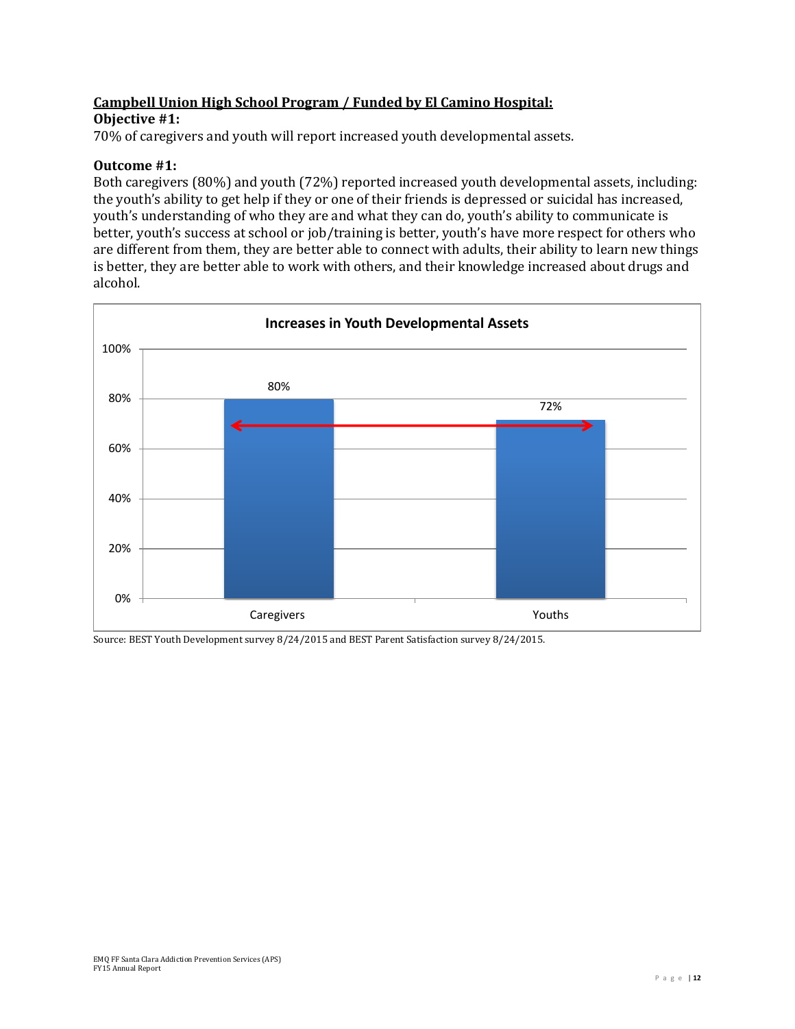**Campbell Union High School Program / Funded by El Camino Hospital:**

**Objective #1:**

70% of caregivers and youth will report increased youth developmental assets.

**Outcome #1:**

Both caregivers (80%) and youth (72%) reported increased youth developmental assets, including: the youth's ability to get help if they or one of their friends is depressed or suicidal has increased, youth's understanding of who they are and what they can do, youth's ability to communicate is better, youth's success at school or job/training is better, youth's have more respect for others who are different from them, they are better able to connect with adults, their ability to learn new things is better, they are better able to work with others, and their knowledge increased about drugs and alcohol.

**Increases in Youth Developmental Assets**

| | Percent |
|---|---|
| Caregivers | 80% |
| Youths | 72% |

Source: BEST Youth Development survey 8/24/2015 and BEST Parent Satisfaction survey 8/24/2015.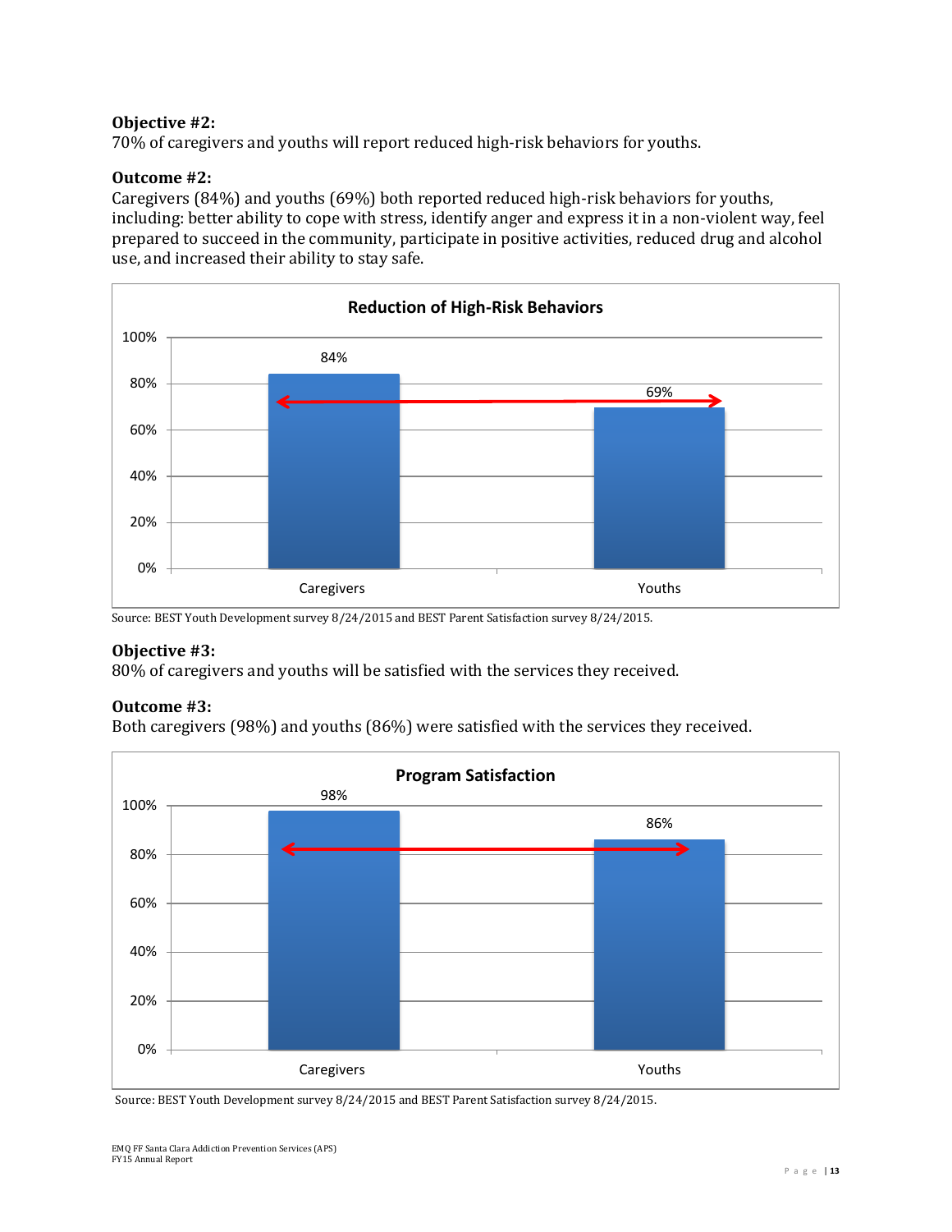**Objective #2:**
70% of caregivers and youths will report reduced high-risk behaviors for youths.

**Outcome #2:**
Caregivers (84%) and youths (69%) both reported reduced high-risk behaviors for youths, including: better ability to cope with stress, identify anger and express it in a non-violent way, feel prepared to succeed in the community, participate in positive activities, reduced drug and alcohol use, and increased their ability to stay safe.

**Reduction of High-Risk Behaviors**

| | Caregivers | Youths |
|---|---|---|
| Reduction of High-Risk Behaviors | 84% | 69% |

Source: BEST Youth Development survey 8/24/2015 and BEST Parent Satisfaction survey 8/24/2015.

**Objective #3:**
80% of caregivers and youths will be satisfied with the services they received.

**Outcome #3:**
Both caregivers (98%) and youths (86%) were satisfied with the services they received.

**Program Satisfaction**

| | Caregivers | Youths |
|---|---|---|
| Program Satisfaction | 98% | 86% |

Source: BEST Youth Development survey 8/24/2015 and BEST Parent Satisfaction survey 8/24/2015.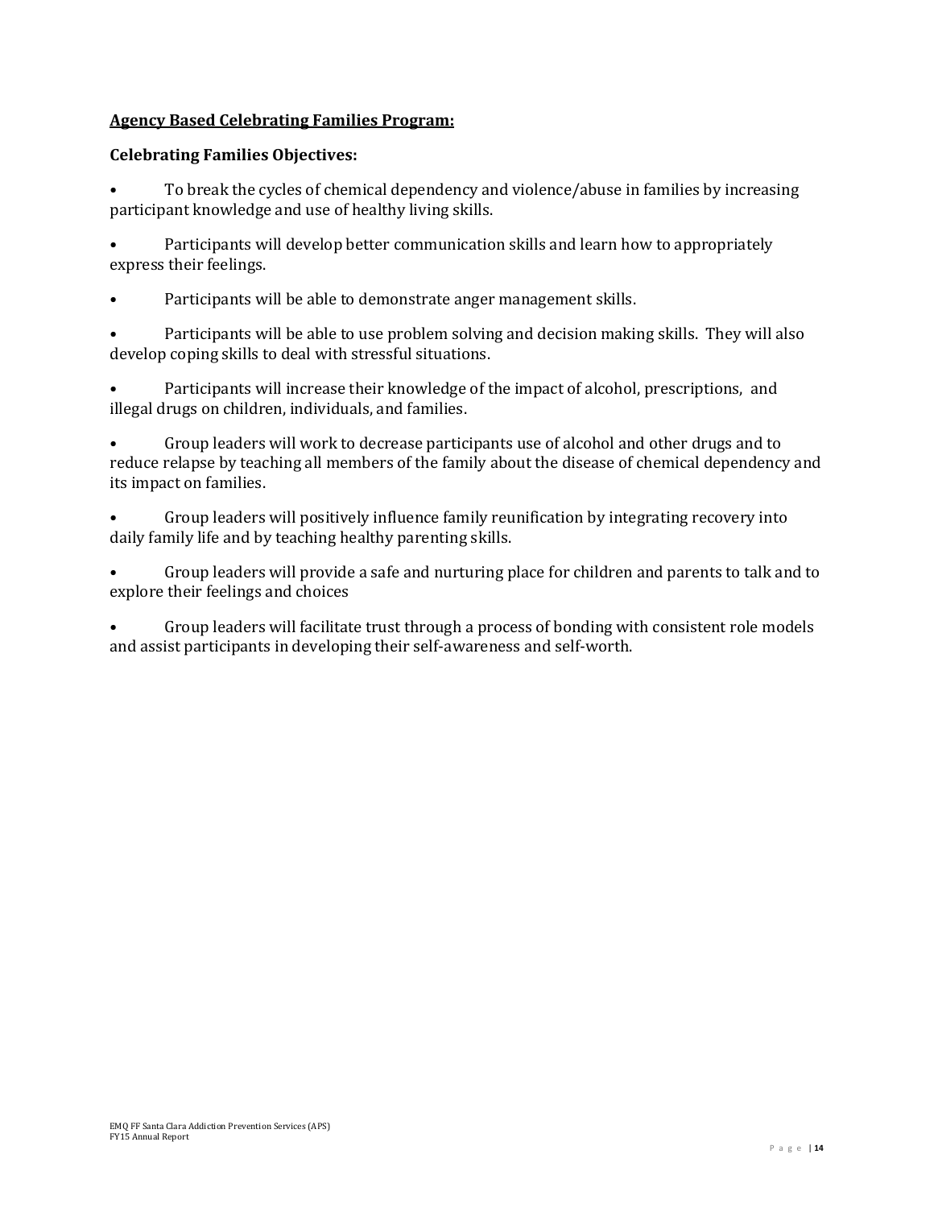**<u>Agency Based Celebrating Families Program:</u>**

**Celebrating Families Objectives:**

- To break the cycles of chemical dependency and violence/abuse in families by increasing participant knowledge and use of healthy living skills.
- Participants will develop better communication skills and learn how to appropriately express their feelings.
- Participants will be able to demonstrate anger management skills.
- Participants will be able to use problem solving and decision making skills. They will also develop coping skills to deal with stressful situations.
- Participants will increase their knowledge of the impact of alcohol, prescriptions, and illegal drugs on children, individuals, and families.
- Group leaders will work to decrease participants use of alcohol and other drugs and to reduce relapse by teaching all members of the family about the disease of chemical dependency and its impact on families.
- Group leaders will positively influence family reunification by integrating recovery into daily family life and by teaching healthy parenting skills.
- Group leaders will provide a safe and nurturing place for children and parents to talk and to explore their feelings and choices
- Group leaders will facilitate trust through a process of bonding with consistent role models and assist participants in developing their self-awareness and self-worth.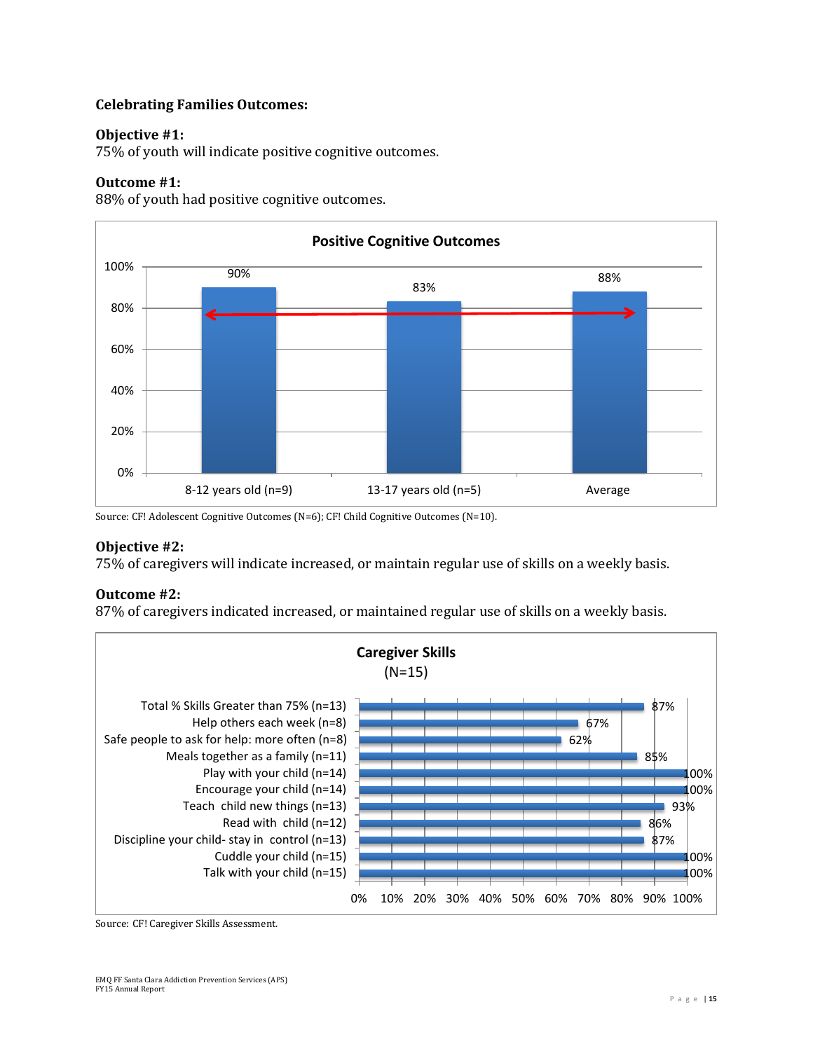**Celebrating Families Outcomes:**

**Objective #1:**
75% of youth will indicate positive cognitive outcomes.

**Outcome #1:**
88% of youth had positive cognitive outcomes.

**Positive Cognitive Outcomes**

| Group | Percent |
|---|---|
| 8-12 years old (n=9) | 90% |
| 13-17 years old (n=5) | 83% |
| Average | 88% |

Source: CF! Adolescent Cognitive Outcomes (N=6); CF! Child Cognitive Outcomes (N=10).

**Objective #2:**
75% of caregivers will indicate increased, or maintain regular use of skills on a weekly basis.

**Outcome #2:**
87% of caregivers indicated increased, or maintained regular use of skills on a weekly basis.

**Caregiver Skills**
(N=15)

| Skill | Percent |
|---|---|
| Total % Skills Greater than 75% (n=13) | 87% |
| Help others each week (n=8) | 67% |
| Safe people to ask for help: more often (n=8) | 62% |
| Meals together as a family (n=11) | 85% |
| Play with your child (n=14) | 100% |
| Encourage your child (n=14) | 100% |
| Teach child new things (n=13) | 93% |
| Read with child (n=12) | 86% |
| Discipline your child- stay in control (n=13) | 87% |
| Cuddle your child (n=15) | 100% |
| Talk with your child (n=15) | 100% |

Source: CF! Caregiver Skills Assessment.

EMQ FF Santa Clara Addiction Prevention Services (APS)
FY15 Annual Report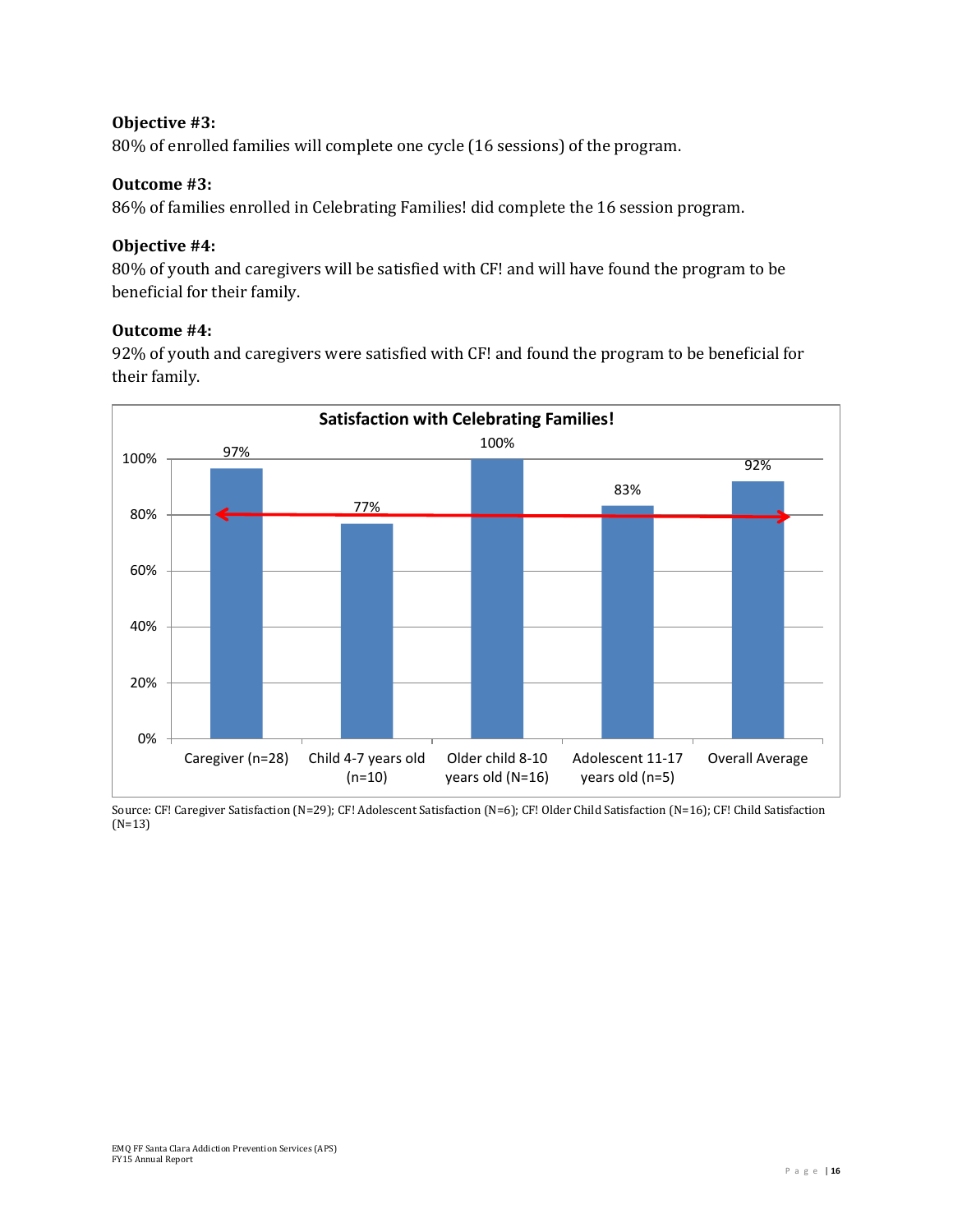**Objective #3:**
80% of enrolled families will complete one cycle (16 sessions) of the program.

**Outcome #3:**
86% of families enrolled in Celebrating Families! did complete the 16 session program.

**Objective #4:**
80% of youth and caregivers will be satisfied with CF! and will have found the program to be beneficial for their family.

**Outcome #4:**
92% of youth and caregivers were satisfied with CF! and found the program to be beneficial for their family.

**Satisfaction with Celebrating Families!**

| Group | Satisfaction |
|---|---|
| Caregiver (n=28) | 97% |
| Child 4-7 years old (n=10) | 77% |
| Older child 8-10 years old (N=16) | 100% |
| Adolescent 11-17 years old (n=5) | 83% |
| Overall Average | 92% |

Source: CF! Caregiver Satisfaction (N=29); CF! Adolescent Satisfaction (N=6); CF! Older Child Satisfaction (N=16); CF! Child Satisfaction (N=13)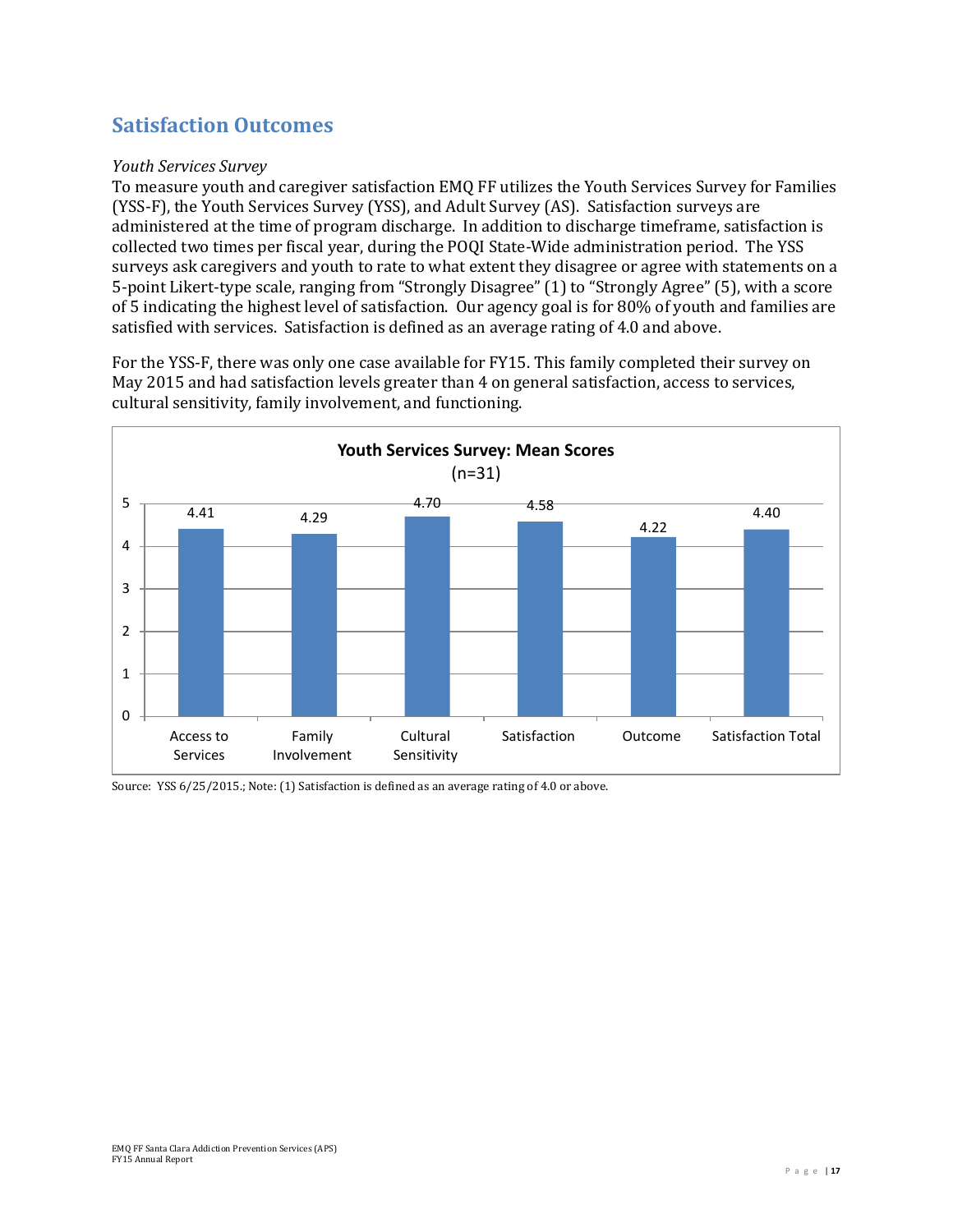## Satisfaction Outcomes

*Youth Services Survey*

To measure youth and caregiver satisfaction EMQ FF utilizes the Youth Services Survey for Families (YSS-F), the Youth Services Survey (YSS), and Adult Survey (AS). Satisfaction surveys are administered at the time of program discharge. In addition to discharge timeframe, satisfaction is collected two times per fiscal year, during the POQI State-Wide administration period. The YSS surveys ask caregivers and youth to rate to what extent they disagree or agree with statements on a 5-point Likert-type scale, ranging from "Strongly Disagree" (1) to "Strongly Agree" (5), with a score of 5 indicating the highest level of satisfaction. Our agency goal is for 80% of youth and families are satisfied with services. Satisfaction is defined as an average rating of 4.0 and above.

For the YSS-F, there was only one case available for FY15. This family completed their survey on May 2015 and had satisfaction levels greater than 4 on general satisfaction, access to services, cultural sensitivity, family involvement, and functioning.

**Youth Services Survey: Mean Scores**
(n=31)

| Access to Services | Family Involvement | Cultural Sensitivity | Satisfaction | Outcome | Satisfaction Total |
|---|---|---|---|---|---|
| 4.41 | 4.29 | 4.70 | 4.58 | 4.22 | 4.40 |

Source: YSS 6/25/2015.; Note: (1) Satisfaction is defined as an average rating of 4.0 or above.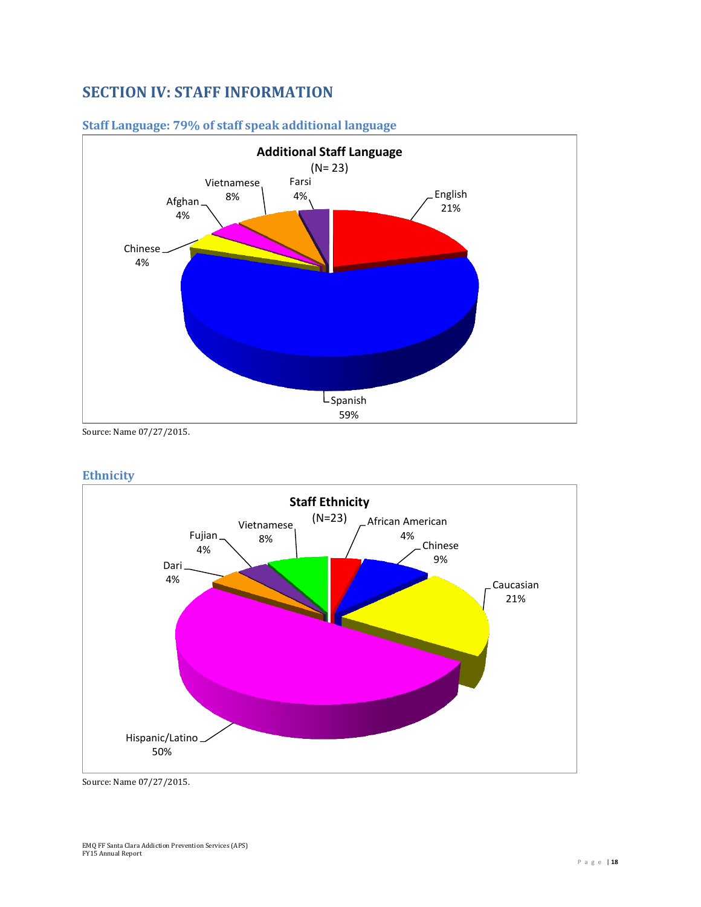## SECTION IV: STAFF INFORMATION

### Staff Language: 79% of staff speak additional language

**Additional Staff Language**
(N= 23)

| Language | Percent |
|---|---|
| English | 21% |
| Spanish | 59% |
| Chinese | 4% |
| Afghan | 4% |
| Vietnamese | 8% |
| Farsi | 4% |

Source: Name 07/27/2015.

### Ethnicity

**Staff Ethnicity**
(N=23)

| Ethnicity | Percent |
|---|---|
| African American | 4% |
| Chinese | 9% |
| Caucasian | 21% |
| Hispanic/Latino | 50% |
| Dari | 4% |
| Fujian | 4% |
| Vietnamese | 8% |

Source: Name 07/27/2015.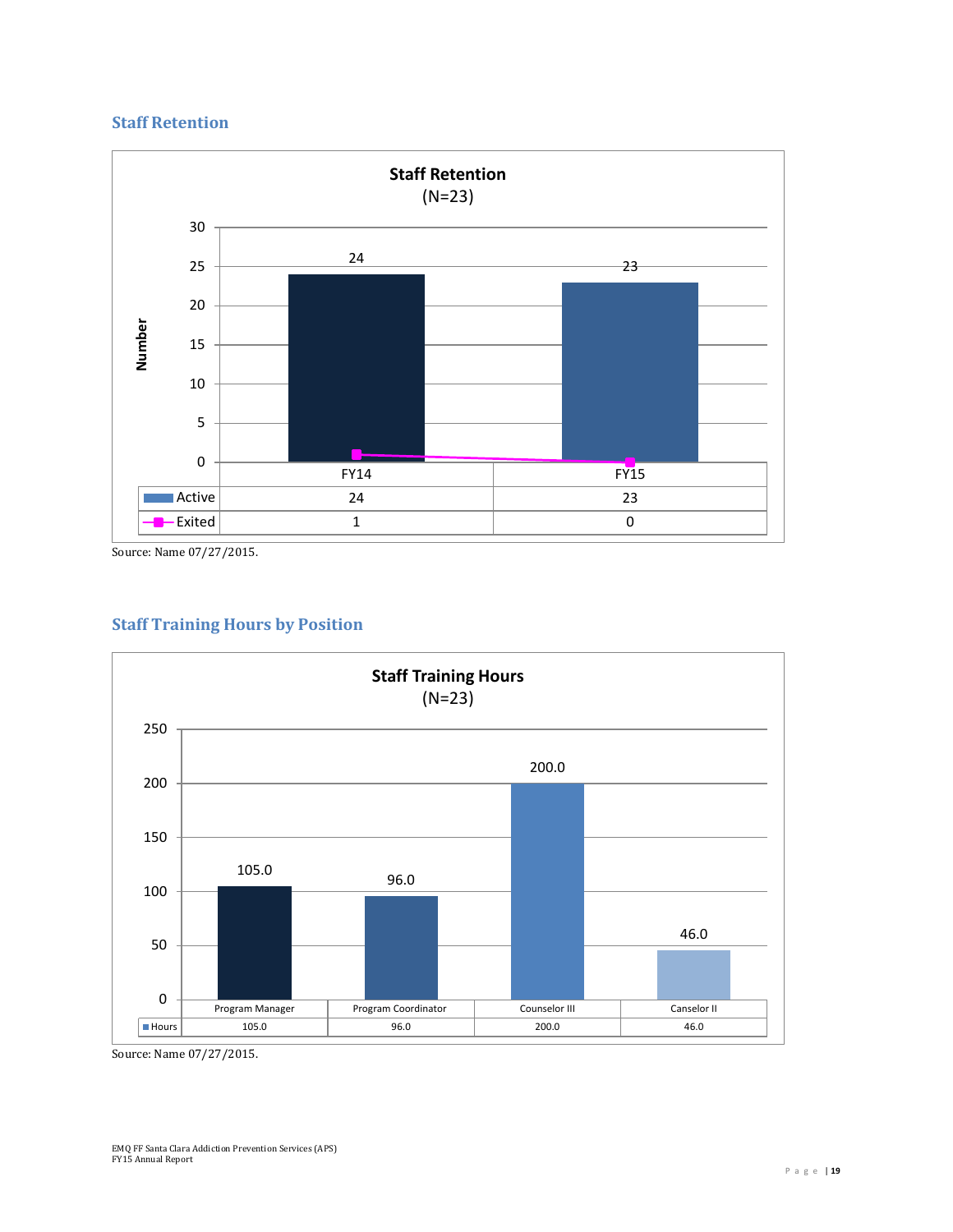## Staff Retention

**Staff Retention**
(N=23)

| | FY14 | FY15 |
|---|---|---|
| Active | 24 | 23 |
| Exited | 1 | 0 |

Source: Name 07/27/2015.

## Staff Training Hours by Position

**Staff Training Hours**
(N=23)

| | Program Manager | Program Coordinator | Counselor III | Canselor II |
|---|---|---|---|---|
| Hours | 105.0 | 96.0 | 200.0 | 46.0 |

Source: Name 07/27/2015.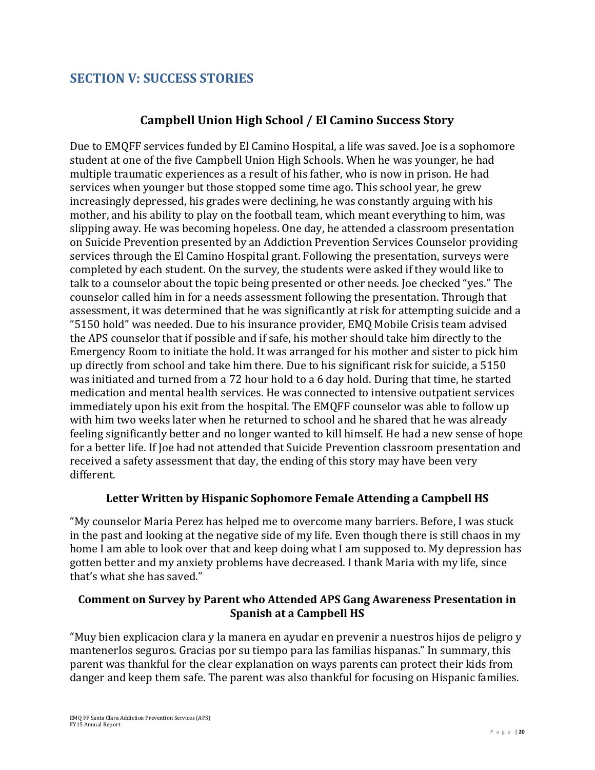# SECTION V: SUCCESS STORIES

## Campbell Union High School / El Camino Success Story

Due to EMQFF services funded by El Camino Hospital, a life was saved. Joe is a sophomore student at one of the five Campbell Union High Schools. When he was younger, he had multiple traumatic experiences as a result of his father, who is now in prison. He had services when younger but those stopped some time ago. This school year, he grew increasingly depressed, his grades were declining, he was constantly arguing with his mother, and his ability to play on the football team, which meant everything to him, was slipping away. He was becoming hopeless. One day, he attended a classroom presentation on Suicide Prevention presented by an Addiction Prevention Services Counselor providing services through the El Camino Hospital grant. Following the presentation, surveys were completed by each student. On the survey, the students were asked if they would like to talk to a counselor about the topic being presented or other needs. Joe checked "yes." The counselor called him in for a needs assessment following the presentation. Through that assessment, it was determined that he was significantly at risk for attempting suicide and a "5150 hold" was needed. Due to his insurance provider, EMQ Mobile Crisis team advised the APS counselor that if possible and if safe, his mother should take him directly to the Emergency Room to initiate the hold. It was arranged for his mother and sister to pick him up directly from school and take him there. Due to his significant risk for suicide, a 5150 was initiated and turned from a 72 hour hold to a 6 day hold. During that time, he started medication and mental health services. He was connected to intensive outpatient services immediately upon his exit from the hospital. The EMQFF counselor was able to follow up with him two weeks later when he returned to school and he shared that he was already feeling significantly better and no longer wanted to kill himself. He had a new sense of hope for a better life. If Joe had not attended that Suicide Prevention classroom presentation and received a safety assessment that day, the ending of this story may have been very different.

### Letter Written by Hispanic Sophomore Female Attending a Campbell HS

"My counselor Maria Perez has helped me to overcome many barriers. Before, I was stuck in the past and looking at the negative side of my life. Even though there is still chaos in my home I am able to look over that and keep doing what I am supposed to. My depression has gotten better and my anxiety problems have decreased. I thank Maria with my life, since that's what she has saved."

### Comment on Survey by Parent who Attended APS Gang Awareness Presentation in Spanish at a Campbell HS

"Muy bien explicacion clara y la manera en ayudar en prevenir a nuestros hijos de peligro y mantenerlos seguros. Gracias por su tiempo para las familias hispanas." In summary, this parent was thankful for the clear explanation on ways parents can protect their kids from danger and keep them safe. The parent was also thankful for focusing on Hispanic families.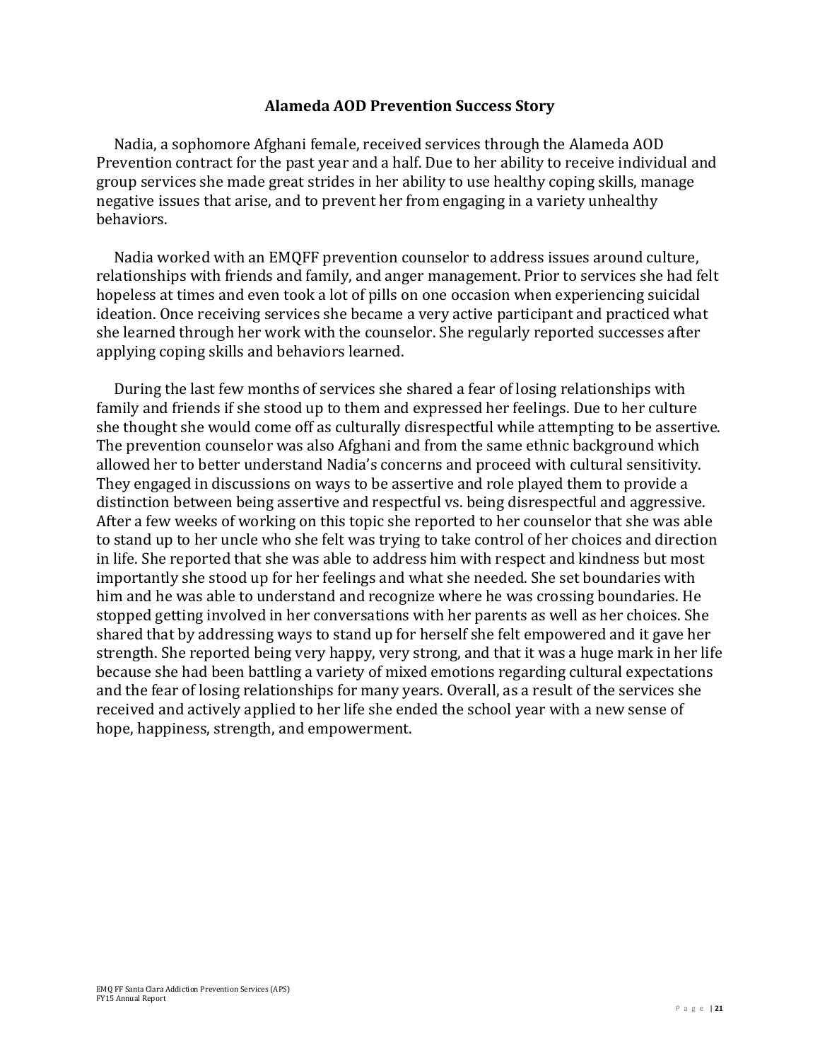## Alameda AOD Prevention Success Story

Nadia, a sophomore Afghani female, received services through the Alameda AOD Prevention contract for the past year and a half. Due to her ability to receive individual and group services she made great strides in her ability to use healthy coping skills, manage negative issues that arise, and to prevent her from engaging in a variety unhealthy behaviors.

Nadia worked with an EMQFF prevention counselor to address issues around culture, relationships with friends and family, and anger management. Prior to services she had felt hopeless at times and even took a lot of pills on one occasion when experiencing suicidal ideation. Once receiving services she became a very active participant and practiced what she learned through her work with the counselor. She regularly reported successes after applying coping skills and behaviors learned.

During the last few months of services she shared a fear of losing relationships with family and friends if she stood up to them and expressed her feelings. Due to her culture she thought she would come off as culturally disrespectful while attempting to be assertive. The prevention counselor was also Afghani and from the same ethnic background which allowed her to better understand Nadia's concerns and proceed with cultural sensitivity. They engaged in discussions on ways to be assertive and role played them to provide a distinction between being assertive and respectful vs. being disrespectful and aggressive. After a few weeks of working on this topic she reported to her counselor that she was able to stand up to her uncle who she felt was trying to take control of her choices and direction in life. She reported that she was able to address him with respect and kindness but most importantly she stood up for her feelings and what she needed. She set boundaries with him and he was able to understand and recognize where he was crossing boundaries. He stopped getting involved in her conversations with her parents as well as her choices. She shared that by addressing ways to stand up for herself she felt empowered and it gave her strength. She reported being very happy, very strong, and that it was a huge mark in her life because she had been battling a variety of mixed emotions regarding cultural expectations and the fear of losing relationships for many years. Overall, as a result of the services she received and actively applied to her life she ended the school year with a new sense of hope, happiness, strength, and empowerment.